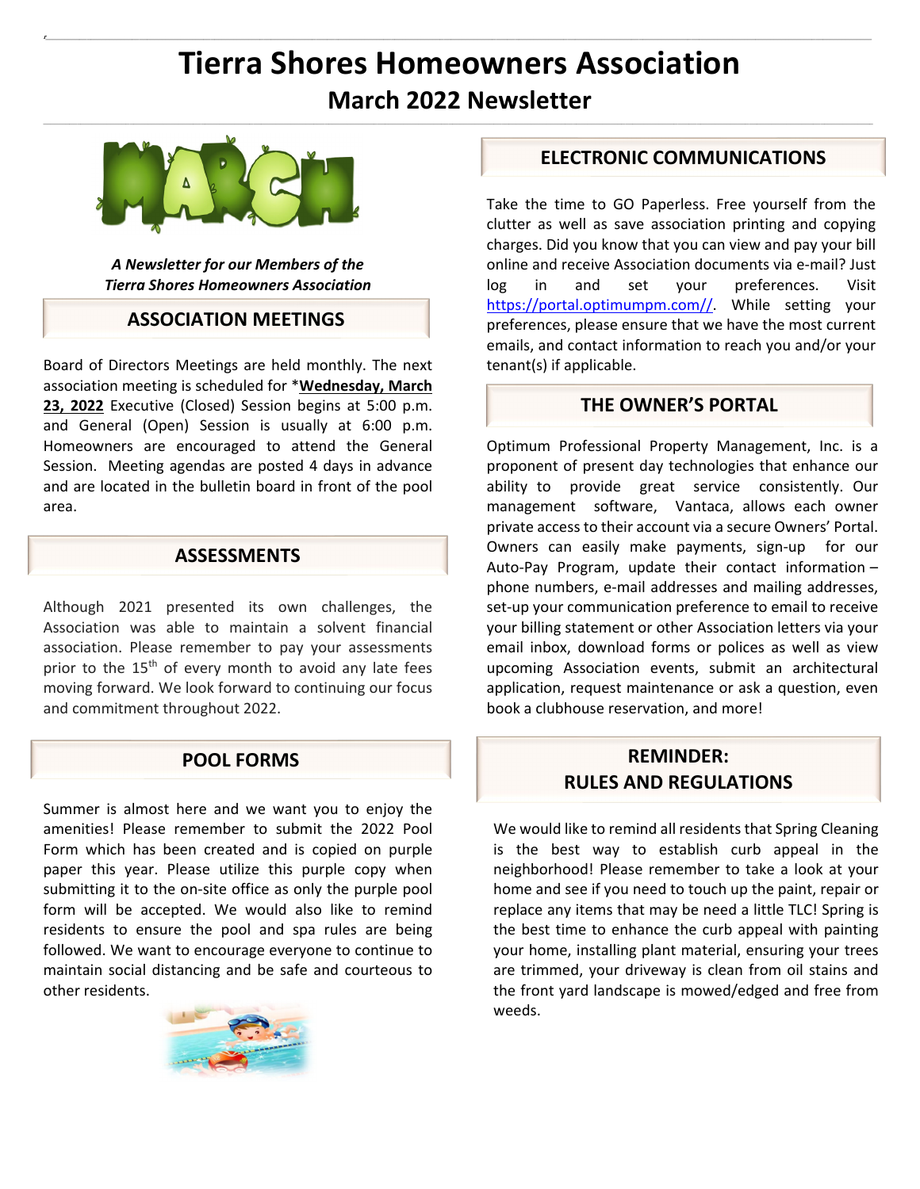# Tierra Shores Homeowners Association

## March 2022 Newsletter

***A Newsletter for our Members of the Tierra Shores Homeowners Association***

## ASSOCIATION MEETINGS

Board of Directors Meetings are held monthly. The next association meeting is scheduled for ***Wednesday, March 23, 2022** Executive (Closed) Session begins at 5:00 p.m. and General (Open) Session is usually at 6:00 p.m. Homeowners are encouraged to attend the General Session. Meeting agendas are posted 4 days in advance and are located in the bulletin board in front of the pool area.

## ASSESSMENTS

Although 2021 presented its own challenges, the Association was able to maintain a solvent financial association. Please remember to pay your assessments prior to the 15th of every month to avoid any late fees moving forward. We look forward to continuing our focus and commitment throughout 2022.

## POOL FORMS

Summer is almost here and we want you to enjoy the amenities! Please remember to submit the 2022 Pool Form which has been created and is copied on purple paper this year. Please utilize this purple copy when submitting it to the on-site office as only the purple pool form will be accepted. We would also like to remind residents to ensure the pool and spa rules are being followed. We want to encourage everyone to continue to maintain social distancing and be safe and courteous to other residents.

## ELECTRONIC COMMUNICATIONS

Take the time to GO Paperless. Free yourself from the clutter as well as save association printing and copying charges. Did you know that you can view and pay your bill online and receive Association documents via e-mail? Just log in and set your preferences. Visit https://portal.optimumpm.com//. While setting your preferences, please ensure that we have the most current emails, and contact information to reach you and/or your tenant(s) if applicable.

## THE OWNER'S PORTAL

Optimum Professional Property Management, Inc. is a proponent of present day technologies that enhance our ability to provide great service consistently. Our management software, Vantaca, allows each owner private access to their account via a secure Owners' Portal. Owners can easily make payments, sign-up for our Auto-Pay Program, update their contact information – phone numbers, e-mail addresses and mailing addresses, set-up your communication preference to email to receive your billing statement or other Association letters via your email inbox, download forms or polices as well as view upcoming Association events, submit an architectural application, request maintenance or ask a question, even book a clubhouse reservation, and more!

## REMINDER: RULES AND REGULATIONS

We would like to remind all residents that Spring Cleaning is the best way to establish curb appeal in the neighborhood! Please remember to take a look at your home and see if you need to touch up the paint, repair or replace any items that may be need a little TLC! Spring is the best time to enhance the curb appeal with painting your home, installing plant material, ensuring your trees are trimmed, your driveway is clean from oil stains and the front yard landscape is mowed/edged and free from weeds.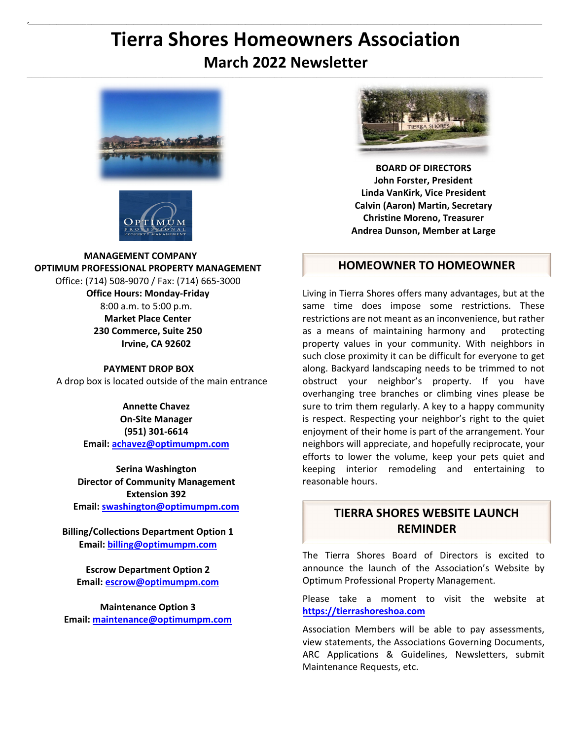# Tierra Shores Homeowners Association

## March 2022 Newsletter

**MANAGEMENT COMPANY**
**OPTIMUM PROFESSIONAL PROPERTY MANAGEMENT**
Office: (714) 508-9070 / Fax: (714) 665-3000
**Office Hours: Monday-Friday**
8:00 a.m. to 5:00 p.m.
**Market Place Center**
**230 Commerce, Suite 250**
**Irvine, CA 92602**

**PAYMENT DROP BOX**
A drop box is located outside of the main entrance

**Annette Chavez**
**On-Site Manager**
**(951) 301-6614**
**Email:** achavez@optimumpm.com

**Serina Washington**
**Director of Community Management**
**Extension 392**
**Email:** swashington@optimumpm.com

**Billing/Collections Department Option 1**
**Email:** billing@optimumpm.com

**Escrow Department Option 2**
**Email:** escrow@optimumpm.com

**Maintenance Option 3**
**Email:** maintenance@optimumpm.com

**BOARD OF DIRECTORS**
**John Forster, President**
**Linda VanKirk, Vice President**
**Calvin (Aaron) Martin, Secretary**
**Christine Moreno, Treasurer**
**Andrea Dunson, Member at Large**

## HOMEOWNER TO HOMEOWNER

Living in Tierra Shores offers many advantages, but at the same time does impose some restrictions. These restrictions are not meant as an inconvenience, but rather as a means of maintaining harmony and protecting property values in your community. With neighbors in such close proximity it can be difficult for everyone to get along. Backyard landscaping needs to be trimmed to not obstruct your neighbor's property. If you have overhanging tree branches or climbing vines please be sure to trim them regularly. A key to a happy community is respect. Respecting your neighbor's right to the quiet enjoyment of their home is part of the arrangement. Your neighbors will appreciate, and hopefully reciprocate, your efforts to lower the volume, keep your pets quiet and keeping interior remodeling and entertaining to reasonable hours.

## TIERRA SHORES WEBSITE LAUNCH REMINDER

The Tierra Shores Board of Directors is excited to announce the launch of the Association's Website by Optimum Professional Property Management.

Please take a moment to visit the website at **https://tierrashoreshoa.com**

Association Members will be able to pay assessments, view statements, the Associations Governing Documents, ARC Applications & Guidelines, Newsletters, submit Maintenance Requests, etc.